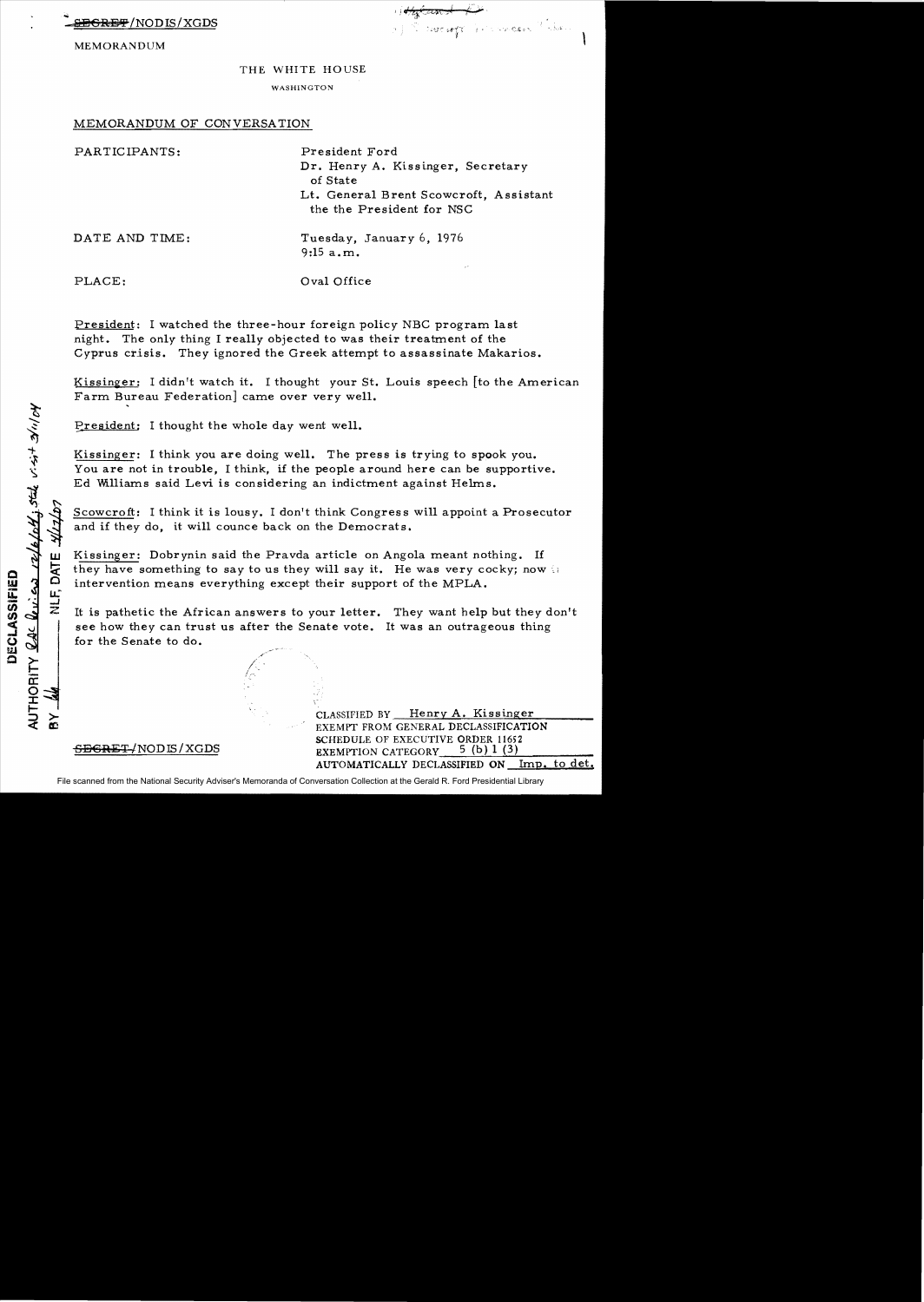SECRET/NODIS/XGDS

MEMORANDUM

THE WHITE HOUSE

WASHINGTON

MEMORANDUM OF CONVERSATION

PARTICIPANTS: President Ford
Dr. Henry A. Kissinger, Secretary of State
Lt. General Brent Scowcroft, Assistant the the President for NSC

DATE AND TIME: Tuesday, January 6, 1976
9:15 a.m.

PLACE: Oval Office

President: I watched the three-hour foreign policy NBC program last night. The only thing I really objected to was their treatment of the Cyprus crisis. They ignored the Greek attempt to assassinate Makarios.

Kissinger: I didn't watch it. I thought your St. Louis speech [to the American Farm Bureau Federation] came over very well.

President: I thought the whole day went well.

Kissinger: I think you are doing well. The press is trying to spook you. You are not in trouble, I think, if the people around here can be supportive. Ed Williams said Levi is considering an indictment against Helms.

Scowcroft: I think it is lousy. I don't think Congress will appoint a Prosecutor and if they do, it will counce back on the Democrats.

Kissinger: Dobrynin said the Pravda article on Angola meant nothing. If they have something to say to us they will say it. He was very cocky; now intervention means everything except their support of the MPLA.

It is pathetic the African answers to your letter. They want help but they don't see how they can trust us after the Senate vote. It was an outrageous thing for the Senate to do.

CLASSIFIED BY Henry A. Kissinger
EXEMPT FROM GENERAL DECLASSIFICATION SCHEDULE OF EXECUTIVE ORDER 11652
EXEMPTION CATEGORY 5 (b) 1 (3)
AUTOMATICALLY DECLASSIFIED ON Imp. to det.

SECRET/NODIS/XGDS

DECLASSIFIED
AUTHORITY
NLF, DATE
BY

File scanned from the National Security Adviser's Memoranda of Conversation Collection at the Gerald R. Ford Presidential Library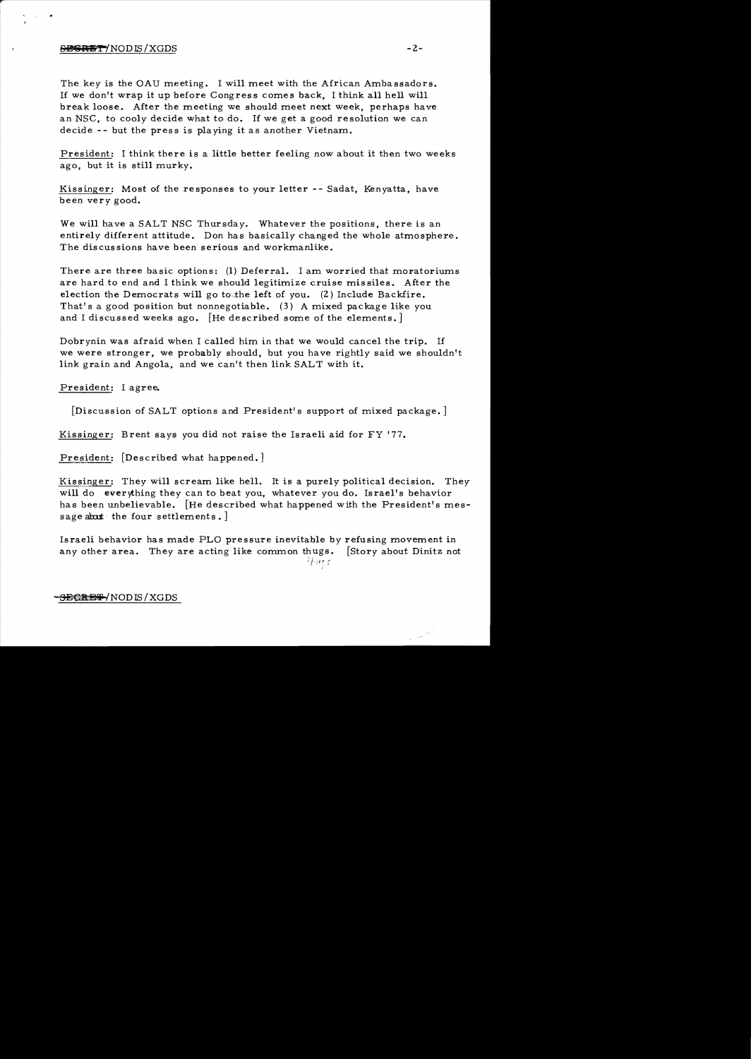The key is the OAU meeting. I will meet with the African Ambassadors. If we don't wrap it up before Congress comes back, I think all hell will break loose. After the meeting we should meet next week, perhaps have an NSC, to cooly decide what to do. If we get a good resolution we can decide -- but the press is playing it as another Vietnam.

President: I think there is a little better feeling now about it then two weeks ago, but it is still murky.

Kissinger: Most of the responses to your letter -- Sadat, Kenyatta, have been very good.

We will have a SALT NSC Thursday. Whatever the positions, there is an entirely different attitude. Don has basically changed the whole atmosphere. The discussions have been serious and workmanlike.

There are three basic options: (1) Deferral. I am worried that moratoriums are hard to end and I think we should legitimize cruise missiles. After the election the Democrats will go to the left of you. (2) Include Backfire. That's a good position but nonnegotiable. (3) A mixed package like you and I discussed weeks ago. [He described some of the elements.]

Dobrynin was afraid when I called him in that we would cancel the trip. If we were stronger, we probably should, but you have rightly said we shouldn't link grain and Angola, and we can't then link SALT with it.

President: I agree.

[Discussion of SALT options and President's support of mixed package.]

Kissinger: Brent says you did not raise the Israeli aid for FY '77.

President: [Described what happened.]

Kissinger: They will scream like hell. It is a purely political decision. They will do everything they can to beat you, whatever you do. Israel's behavior has been unbelievable. [He described what happened with the President's message about the four settlements.]

Israeli behavior has made PLO pressure inevitable by refusing movement in any other area. They are acting like common thugs. [Story about Dinitz not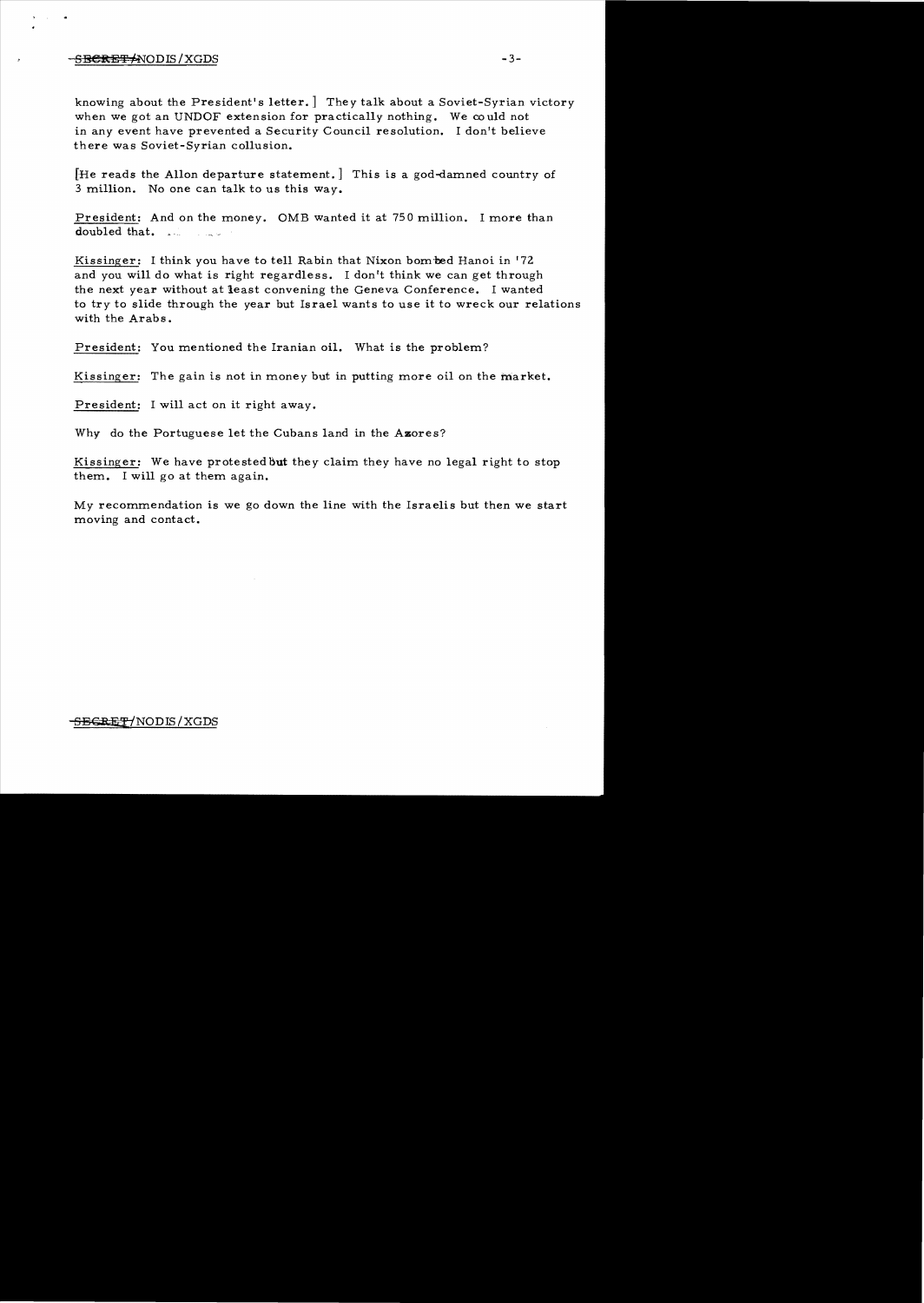knowing about the President's letter.] They talk about a Soviet-Syrian victory when we got an UNDOF extension for practically nothing. We could not in any event have prevented a Security Council resolution. I don't believe there was Soviet-Syrian collusion.

[He reads the Allon departure statement.] This is a god-damned country of 3 million. No one can talk to us this way.

President: And on the money. OMB wanted it at 750 million. I more than doubled that.

Kissinger: I think you have to tell Rabin that Nixon bombed Hanoi in '72 and you will do what is right regardless. I don't think we can get through the next year without at least convening the Geneva Conference. I wanted to try to slide through the year but Israel wants to use it to wreck our relations with the Arabs.

President: You mentioned the Iranian oil. What is the problem?

Kissinger: The gain is not in money but in putting more oil on the market.

President: I will act on it right away.

Why do the Portuguese let the Cubans land in the Azores?

Kissinger: We have protested but they claim they have no legal right to stop them. I will go at them again.

My recommendation is we go down the line with the Israelis but then we start moving and contact.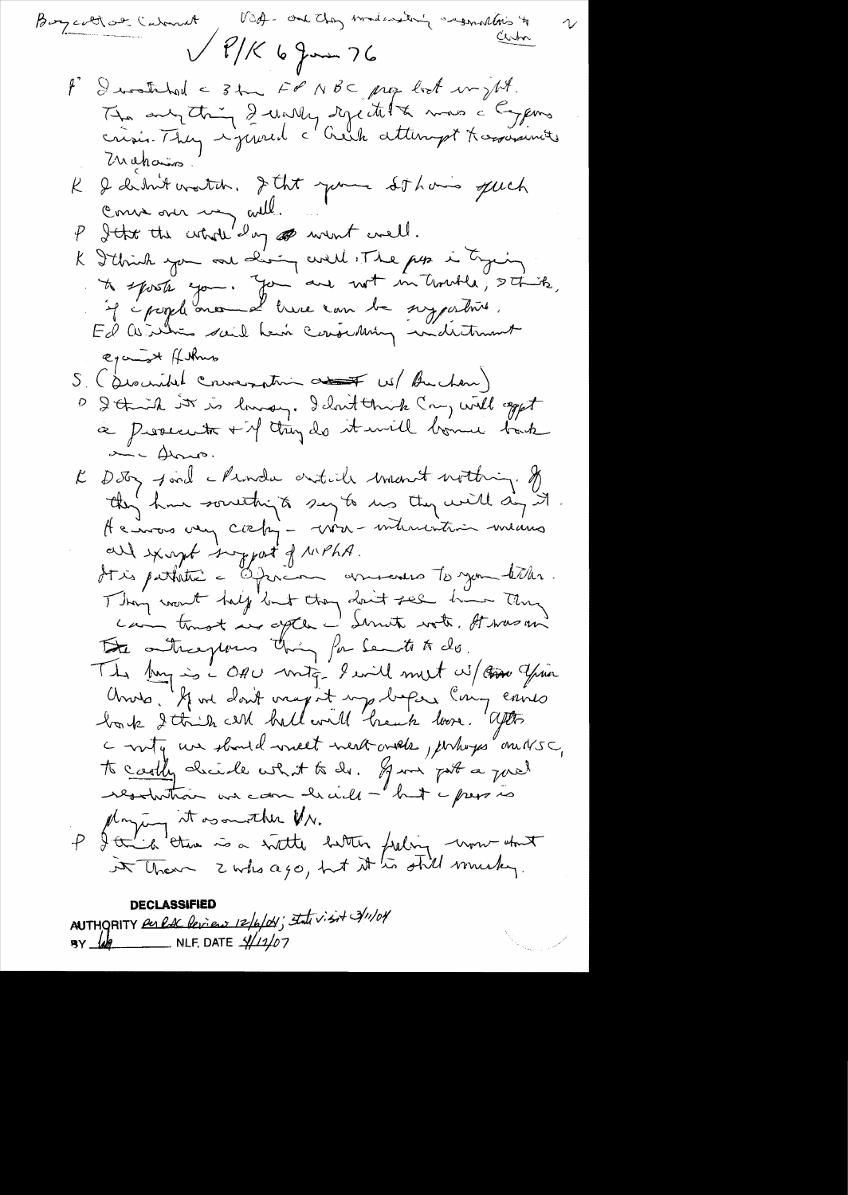Boycott at Cabinet    USA - and they made strong representations to Cuba    2

√ P/K 6 Jan 76

P I watched the 3 hr FP NBC prog last night. The only thing I really rejected was the Cyprus crisis. They ignored the Greek attempt to assassinate Makarios.

K I didn't watch. I thot your St Louis speech came over very well.

P I thot the whole day went well.

K I think you are doing well. The press is trying to spook you. You are not in trouble, I think, if the people around here can be supportive. Ed Winters said he is considering indictment against Helms.

S (Described conversation w/ Buchen)

P I think it is lousy. I don't think Cong will accept a prosecutor & if they do it will bounce back on Dems.

K Dobry said the Pravda article meant nothing. If they have something to say to us they will say it. He was very cocky - non-intervention means all except support of MPLA.

It is pathetic the African answers to your letter. They want help but they don't see how they can trust us after the Senate vote. It was an outrageous thing for Senate to do.

The key is the OAU mtg. I will meet w/ Ivory Coast Ambs. If we don't wrap it up before Cong comes back I think all hell will break loose. After the mtg we should meet next week, perhaps an NSC, to coolly decide what to do. If we put a good resolution we can decide - but the press is playing it as another VN.

P I think there is a little better feeling now than it then 2 wks ago, but it is still murky.

**DECLASSIFIED**
AUTHORITY per RAC Review 12/6/04; State visit 3/11/04
BY [initials] NLF, DATE 4/12/07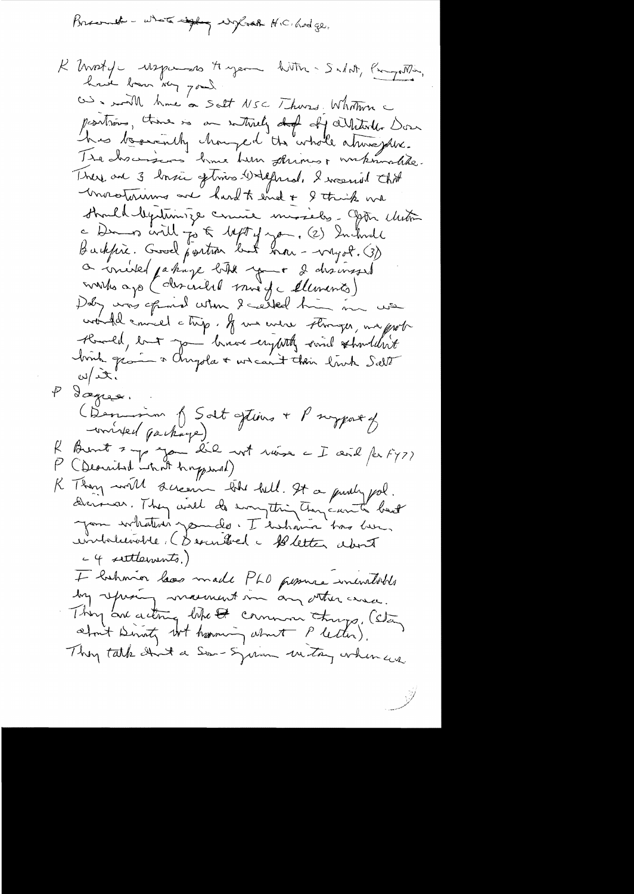Brzezinski - whole thing w/ Ambassador H.C. Lodge.

K Mostly uncertainty - 4 years with Sadat, Rabin, have been my goal.

We will have a Salt NSC Thurs. Whatever positions, there is an entirely different attitude. Don has basically changed the whole atmosphere. The discussions have been serious & unemotional. There are 3 basic options: 1) deferral. I warned that moratoriums are hard to end & I think we should legitimize cruise missiles. Option that Defense will go to left of you. (2) Include Backfire. Good position but hard - rough. (3) a mixed package like you & I discussed weeks ago (described some of the elements). Doby was opposed when I called him and we would cancel a trip. If we were stronger, we prob should, but you know everything and shouldn't link grain & Angola & we can't then link Salt w/ it.

P I agree.

(Discussion of Salt options + P support of mixed package)

K Burnt says you did not raise - I said for FY77.
P (Described what happened)

K They will scream like hell. It a purely pol. decision. They will do everything they can to beat you whatever you do. I Lebanon has been unbelievable. (Described a letter about 4 settlements.)

I Lebanon has made PLO pressure inevitable by opening movement in any other area. They are acting like common thugs. (Story about Dinitz not knowing about P letter).

They talk about a Sov-Syrian victory when we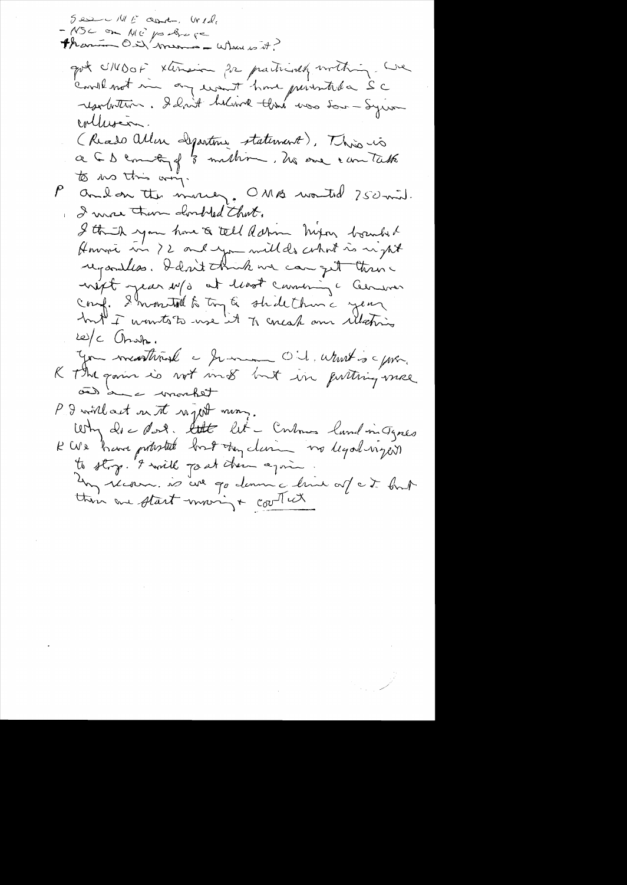Secure ME and, Wed.
- NSC on ME package
Iranian Oil memo — Where is it?

got UNDOF extension for practically nothing. We could not in any event have prevented a SC resolution. I don't believe there was Sov-Syrian collusion.
(Reads Allon departure statement). This is a G D country of 3 million. No one can talk to us this way.
P And on the money. OMB wanted 750 mil.
I more than doubled that.
I think you have to tell Rabin Nixon bombed Hanoi in 72 and you will do what is right regardless. I don't think we can get thru next year w/o at least convening a Geneva Conf. I wanted to try to slide thru a year but I wants to use it to sneak our relations w/c Arabs.
You mentioned a Iranian Oil. What is c prob.
K The game is not much but in putting more oil on c market
P I will act on it right away.
Why did c Sov. let — Cubans land in Guinea
K We have protested but they claim no legal right to stop. I will go at them again.
Any recom. is we go down c line w/ c I. but then we start moving + contact